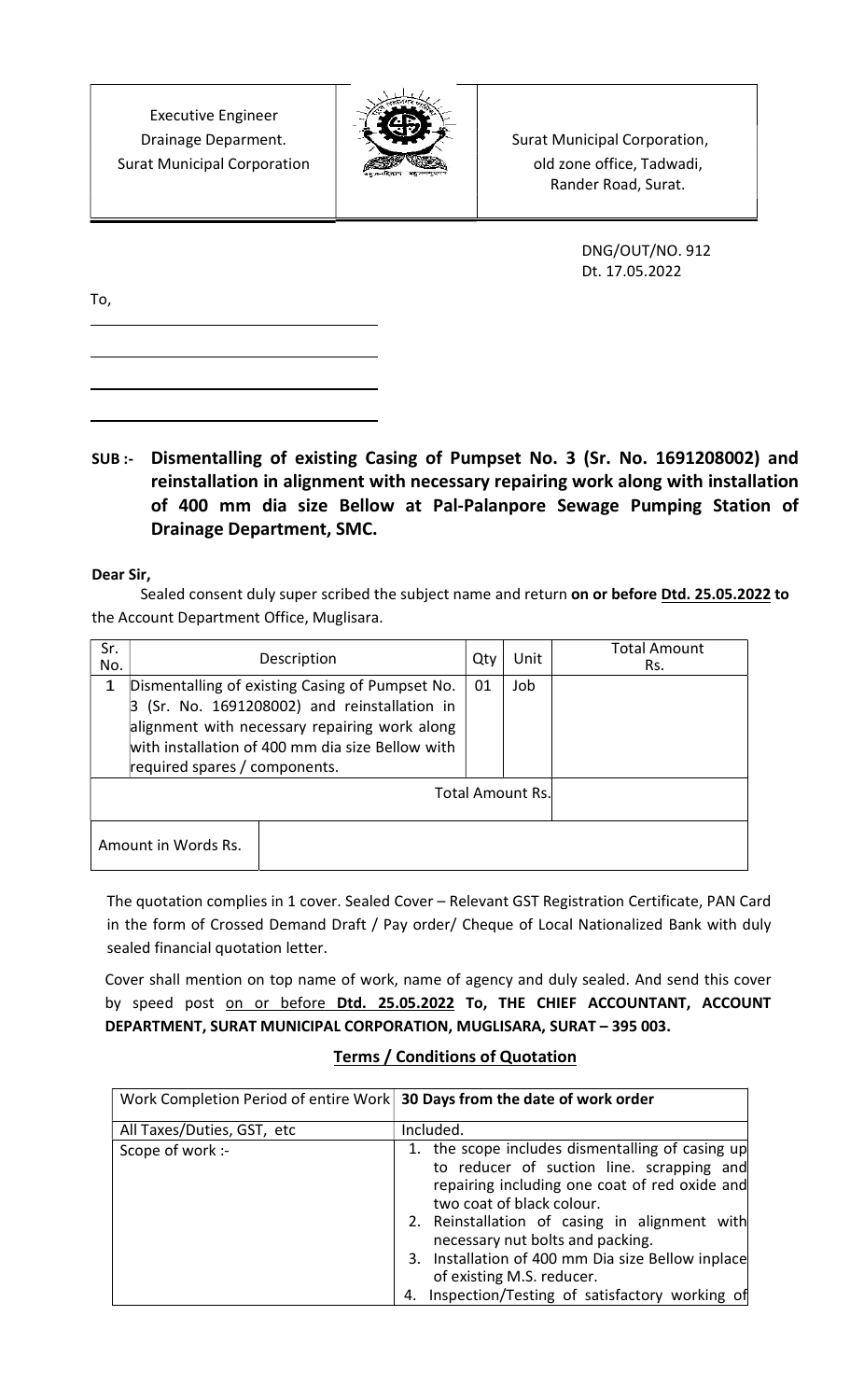| Executive Engineer<br>Drainage Deparment.<br>Surat Municipal Corporation | | Surat Municipal Corporation,<br>old zone office, Tadwadi,<br>Rander Road, Surat. |
|---|---|---|

DNG/OUT/NO. 912
Dt. 17.05.2022

To,

\_\_\_\_\_\_\_\_\_\_\_\_\_\_\_\_\_\_\_\_\_\_\_\_

\_\_\_\_\_\_\_\_\_\_\_\_\_\_\_\_\_\_\_\_\_\_\_\_

\_\_\_\_\_\_\_\_\_\_\_\_\_\_\_\_\_\_\_\_\_\_\_\_

\_\_\_\_\_\_\_\_\_\_\_\_\_\_\_\_\_\_\_\_\_\_\_\_

**SUB :- Dismentalling of existing Casing of Pumpset No. 3 (Sr. No. 1691208002) and reinstallation in alignment with necessary repairing work along with installation of 400 mm dia size Bellow at Pal-Palanpore Sewage Pumping Station of Drainage Department, SMC.**

**Dear Sir,**

Sealed consent duly super scribed the subject name and return **on or before Dtd. 25.05.2022 to** the Account Department Office, Muglisara.

| Sr. No. | Description | Qty | Unit | Total Amount Rs. |
|---|---|---|---|---|
| 1 | Dismentalling of existing Casing of Pumpset No. 3 (Sr. No. 1691208002) and reinstallation in alignment with necessary repairing work along with installation of 400 mm dia size Bellow with required spares / components. | 01 | Job | |
| | | | Total Amount Rs. | |
| Amount in Words Rs. | | | | |

The quotation complies in 1 cover. Sealed Cover – Relevant GST Registration Certificate, PAN Card in the form of Crossed Demand Draft / Pay order/ Cheque of Local Nationalized Bank with duly sealed financial quotation letter.

Cover shall mention on top name of work, name of agency and duly sealed. And send this cover by speed post on or before **Dtd. 25.05.2022 To, THE CHIEF ACCOUNTANT, ACCOUNT DEPARTMENT, SURAT MUNICIPAL CORPORATION, MUGLISARA, SURAT – 395 003.**

**Terms / Conditions of Quotation**

| Work Completion Period of entire Work | **30 Days from the date of work order** |
|---|---|
| All Taxes/Duties, GST, etc | Included. |
| Scope of work :- | 1. the scope includes dismentalling of casing up to reducer of suction line. scrapping and repairing including one coat of red oxide and two coat of black colour.<br>2. Reinstallation of casing in alignment with necessary nut bolts and packing.<br>3. Installation of 400 mm Dia size Bellow inplace of existing M.S. reducer.<br>4. Inspection/Testing of satisfactory working of |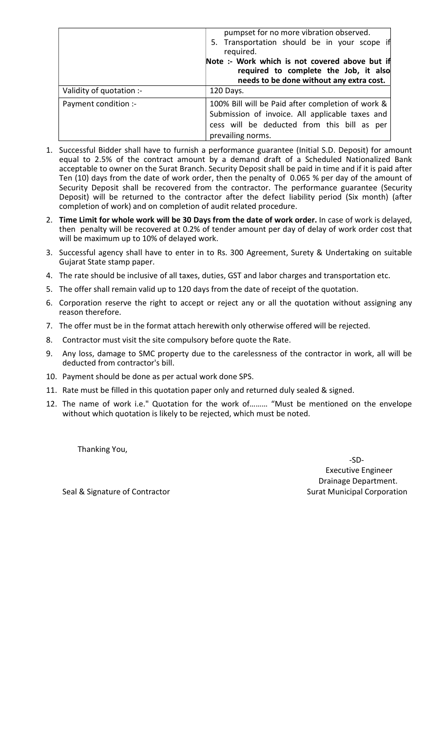| | |
|---|---|
| | pumpset for no more vibration observed.<br>5. Transportation should be in your scope if required.<br>**Note :- Work which is not covered above but if required to complete the Job, it also needs to be done without any extra cost.** |
| Validity of quotation :- | 120 Days. |
| Payment condition :- | 100% Bill will be Paid after completion of work & Submission of invoice. All applicable taxes and cess will be deducted from this bill as per prevailing norms. |

1. Successful Bidder shall have to furnish a performance guarantee (Initial S.D. Deposit) for amount equal to 2.5% of the contract amount by a demand draft of a Scheduled Nationalized Bank acceptable to owner on the Surat Branch. Security Deposit shall be paid in time and if it is paid after Ten (10) days from the date of work order, then the penalty of 0.065 % per day of the amount of Security Deposit shall be recovered from the contractor. The performance guarantee (Security Deposit) will be returned to the contractor after the defect liability period (Six month) (after completion of work) and on completion of audit related procedure.
2. **Time Limit for whole work will be 30 Days from the date of work order.** In case of work is delayed, then penalty will be recovered at 0.2% of tender amount per day of delay of work order cost that will be maximum up to 10% of delayed work.
3. Successful agency shall have to enter in to Rs. 300 Agreement, Surety & Undertaking on suitable Gujarat State stamp paper.
4. The rate should be inclusive of all taxes, duties, GST and labor charges and transportation etc.
5. The offer shall remain valid up to 120 days from the date of receipt of the quotation.
6. Corporation reserve the right to accept or reject any or all the quotation without assigning any reason therefore.
7. The offer must be in the format attach herewith only otherwise offered will be rejected.
8. Contractor must visit the site compulsory before quote the Rate.
9. Any loss, damage to SMC property due to the carelessness of the contractor in work, all will be deducted from contractor's bill.
10. Payment should be done as per actual work done SPS.
11. Rate must be filled in this quotation paper only and returned duly sealed & signed.
12. The name of work i.e." Quotation for the work of……… "Must be mentioned on the envelope without which quotation is likely to be rejected, which must be noted.

Thanking You,

-SD-
Executive Engineer
Drainage Department.
Surat Municipal Corporation

Seal & Signature of Contractor